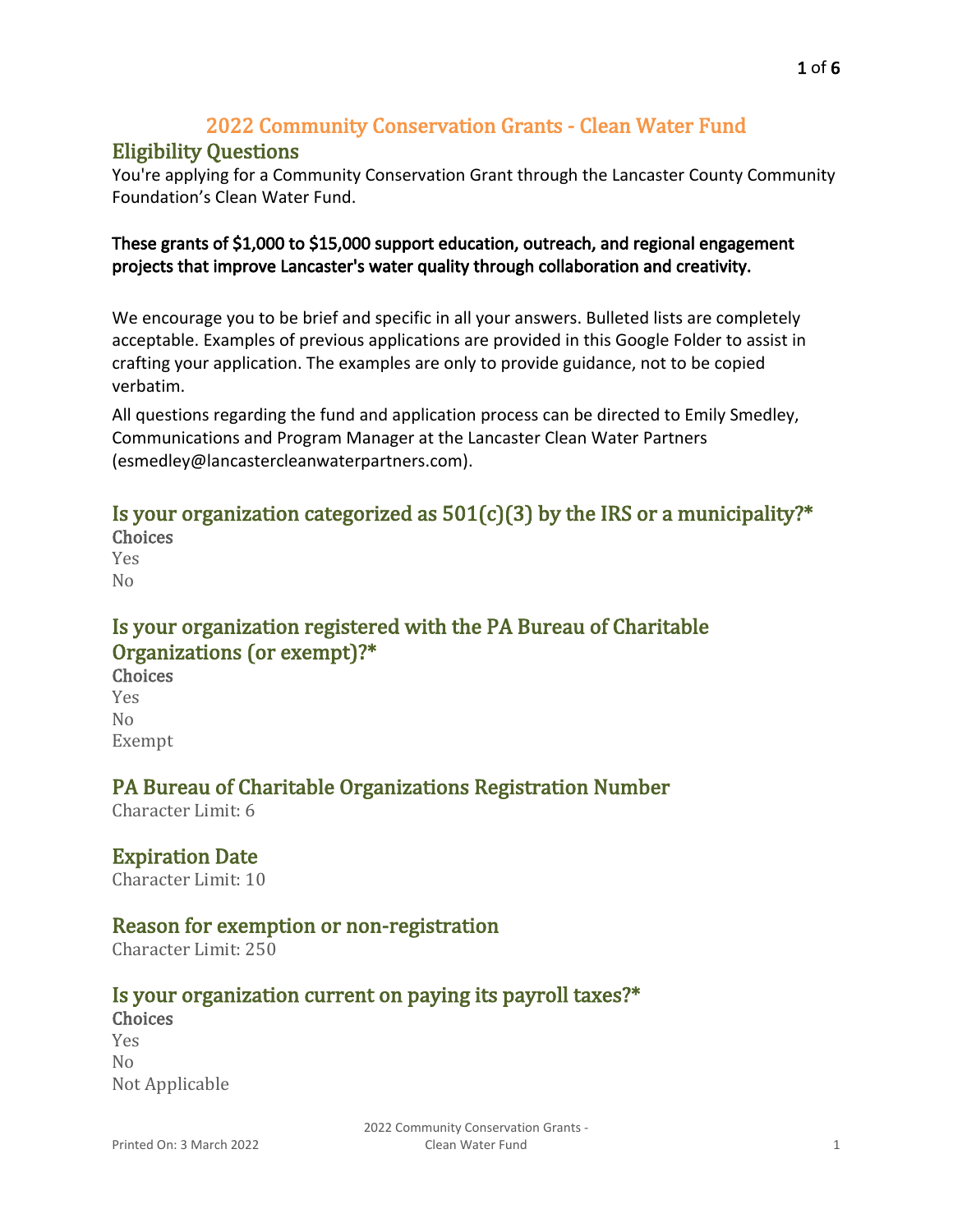# 2022 Community Conservation Grants - Clean Water Fund

## Eligibility Questions

You're applying for a Community Conservation Grant through the Lancaster County Community Foundation's Clean Water Fund.

**These grants of $1,000 to $15,000 support education, outreach, and regional engagement projects that improve Lancaster's water quality through collaboration and creativity.**

We encourage you to be brief and specific in all your answers. Bulleted lists are completely acceptable. Examples of previous applications are provided in this Google Folder to assist in crafting your application. The examples are only to provide guidance, not to be copied verbatim.

All questions regarding the fund and application process can be directed to Emily Smedley, Communications and Program Manager at the Lancaster Clean Water Partners (esmedley@lancastercleanwaterpartners.com).

### Is your organization categorized as 501(c)(3) by the IRS or a municipality?*

**Choices**

Yes
No

### Is your organization registered with the PA Bureau of Charitable Organizations (or exempt)?*

**Choices**

Yes
No
Exempt

### PA Bureau of Charitable Organizations Registration Number

Character Limit: 6

### Expiration Date

Character Limit: 10

### Reason for exemption or non-registration

Character Limit: 250

### Is your organization current on paying its payroll taxes?*

**Choices**

Yes
No
Not Applicable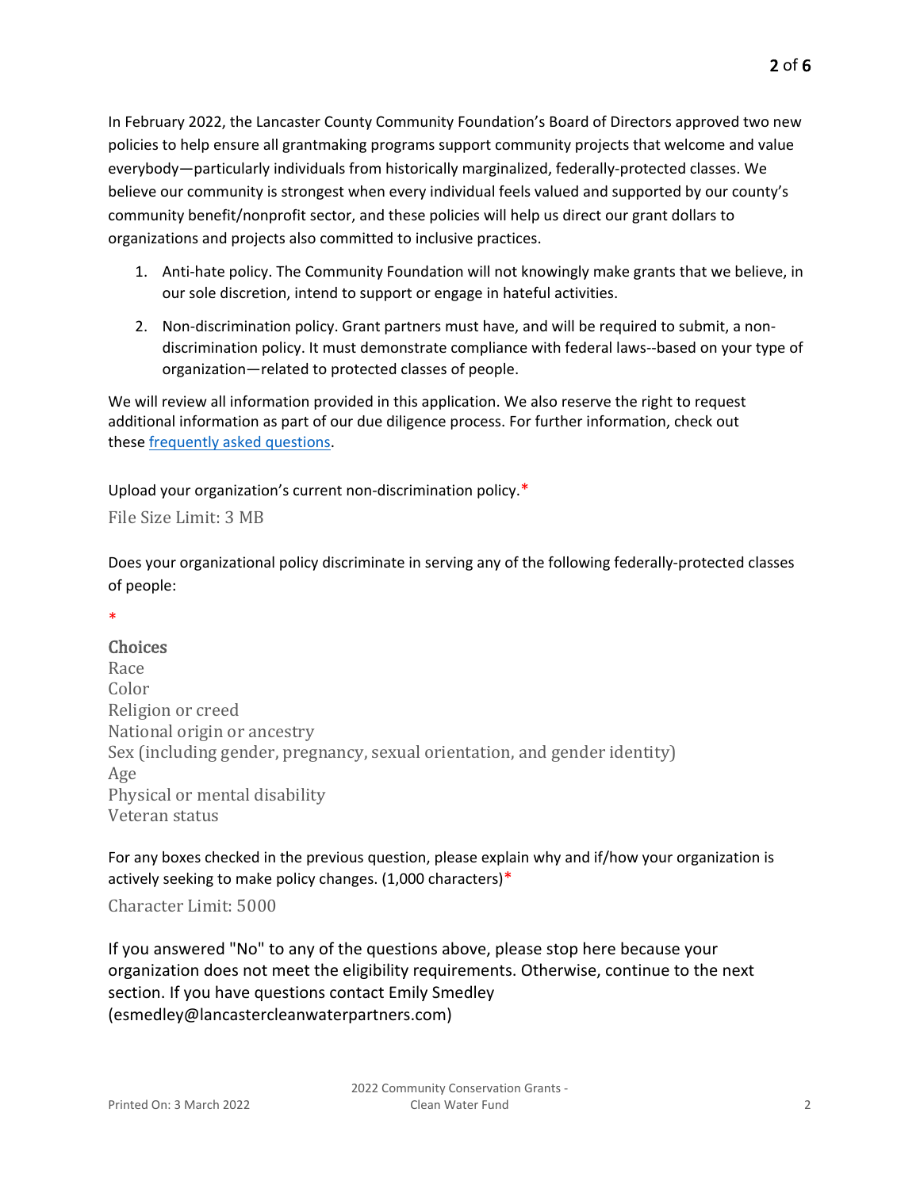In February 2022, the Lancaster County Community Foundation's Board of Directors approved two new policies to help ensure all grantmaking programs support community projects that welcome and value everybody—particularly individuals from historically marginalized, federally-protected classes. We believe our community is strongest when every individual feels valued and supported by our county's community benefit/nonprofit sector, and these policies will help us direct our grant dollars to organizations and projects also committed to inclusive practices.

1. Anti-hate policy. The Community Foundation will not knowingly make grants that we believe, in our sole discretion, intend to support or engage in hateful activities.
2. Non-discrimination policy. Grant partners must have, and will be required to submit, a non-discrimination policy. It must demonstrate compliance with federal laws--based on your type of organization—related to protected classes of people.

We will review all information provided in this application. We also reserve the right to request additional information as part of our due diligence process. For further information, check out these [frequently asked questions](#).

Upload your organization's current non-discrimination policy.*

File Size Limit: 3 MB

Does your organizational policy discriminate in serving any of the following federally-protected classes of people:

*

**Choices**

Race
Color
Religion or creed
National origin or ancestry
Sex (including gender, pregnancy, sexual orientation, and gender identity)
Age
Physical or mental disability
Veteran status

For any boxes checked in the previous question, please explain why and if/how your organization is actively seeking to make policy changes. (1,000 characters)*

Character Limit: 5000

If you answered "No" to any of the questions above, please stop here because your organization does not meet the eligibility requirements. Otherwise, continue to the next section. If you have questions contact Emily Smedley (esmedley@lancastercleanwaterpartners.com)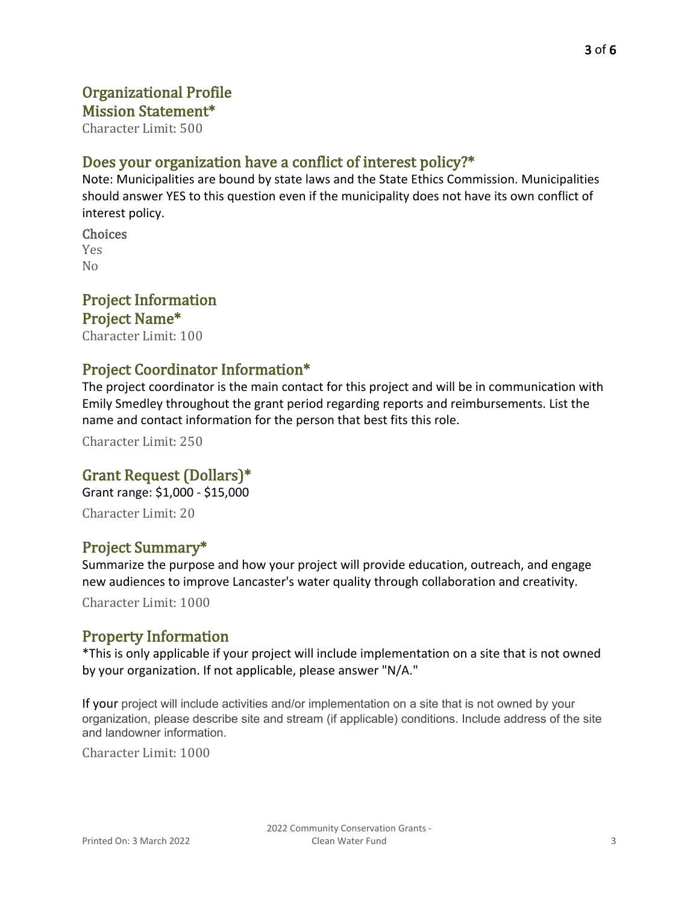## Organizational Profile

### Mission Statement*

Character Limit: 500

### Does your organization have a conflict of interest policy?*

Note: Municipalities are bound by state laws and the State Ethics Commission. Municipalities should answer YES to this question even if the municipality does not have its own conflict of interest policy.

**Choices**

Yes
No

## Project Information

### Project Name*

Character Limit: 100

### Project Coordinator Information*

The project coordinator is the main contact for this project and will be in communication with Emily Smedley throughout the grant period regarding reports and reimbursements. List the name and contact information for the person that best fits this role.

Character Limit: 250

### Grant Request (Dollars)*

Grant range: $1,000 - $15,000

Character Limit: 20

### Project Summary*

Summarize the purpose and how your project will provide education, outreach, and engage new audiences to improve Lancaster's water quality through collaboration and creativity.

Character Limit: 1000

### Property Information

*This is only applicable if your project will include implementation on a site that is not owned by your organization. If not applicable, please answer "N/A."

If your project will include activities and/or implementation on a site that is not owned by your organization, please describe site and stream (if applicable) conditions. Include address of the site and landowner information.

Character Limit: 1000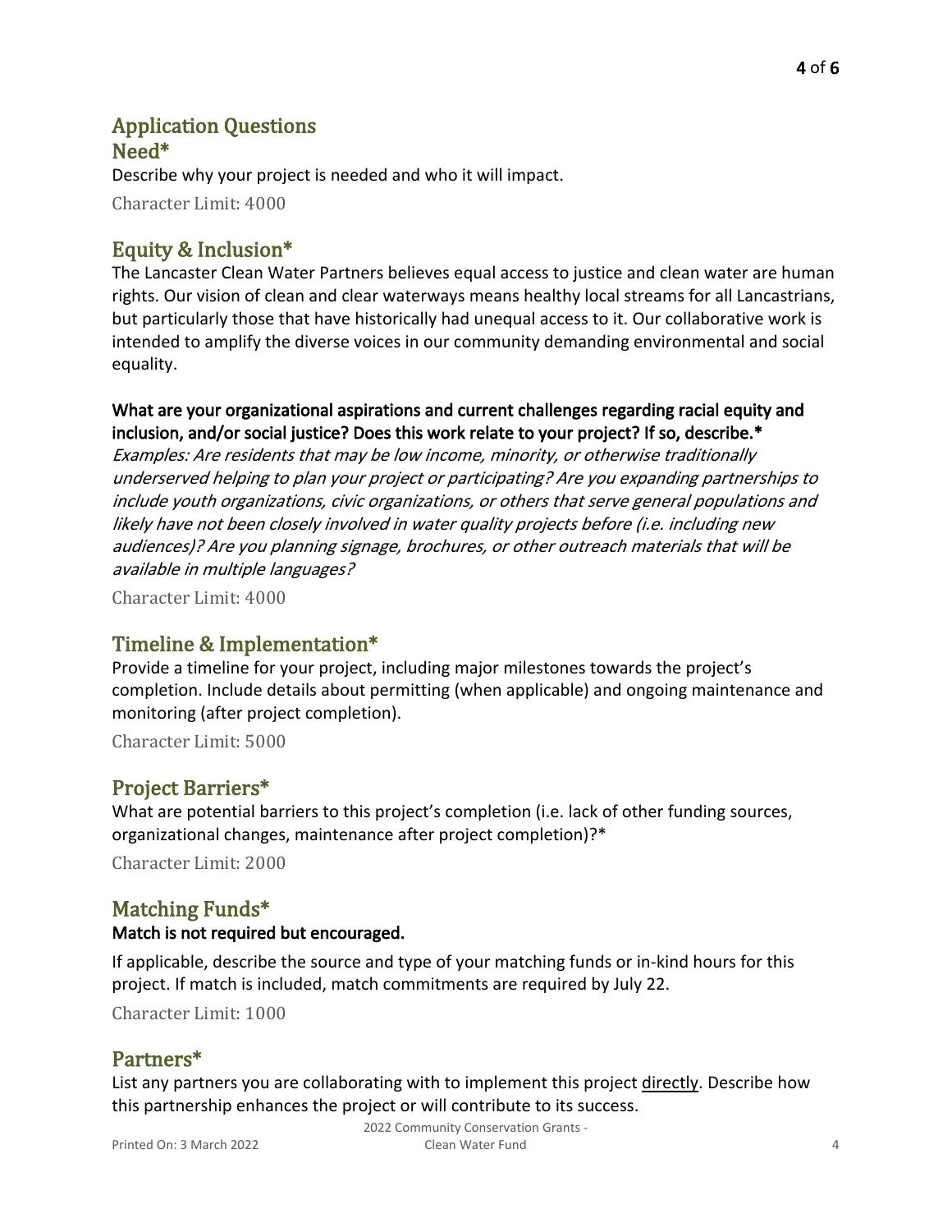## Application Questions

### Need*

Describe why your project is needed and who it will impact.

Character Limit: 4000

### Equity & Inclusion*

The Lancaster Clean Water Partners believes equal access to justice and clean water are human rights. Our vision of clean and clear waterways means healthy local streams for all Lancastrians, but particularly those that have historically had unequal access to it. Our collaborative work is intended to amplify the diverse voices in our community demanding environmental and social equality.

**What are your organizational aspirations and current challenges regarding racial equity and inclusion, and/or social justice? Does this work relate to your project? If so, describe.***

*Examples: Are residents that may be low income, minority, or otherwise traditionally underserved helping to plan your project or participating? Are you expanding partnerships to include youth organizations, civic organizations, or others that serve general populations and likely have not been closely involved in water quality projects before (i.e. including new audiences)? Are you planning signage, brochures, or other outreach materials that will be available in multiple languages?*

Character Limit: 4000

### Timeline & Implementation*

Provide a timeline for your project, including major milestones towards the project's completion. Include details about permitting (when applicable) and ongoing maintenance and monitoring (after project completion).

Character Limit: 5000

### Project Barriers*

What are potential barriers to this project's completion (i.e. lack of other funding sources, organizational changes, maintenance after project completion)?*

Character Limit: 2000

### Matching Funds*

**Match is not required but encouraged.**

If applicable, describe the source and type of your matching funds or in-kind hours for this project. If match is included, match commitments are required by July 22.

Character Limit: 1000

### Partners*

List any partners you are collaborating with to implement this project <u>directly</u>. Describe how this partnership enhances the project or will contribute to its success.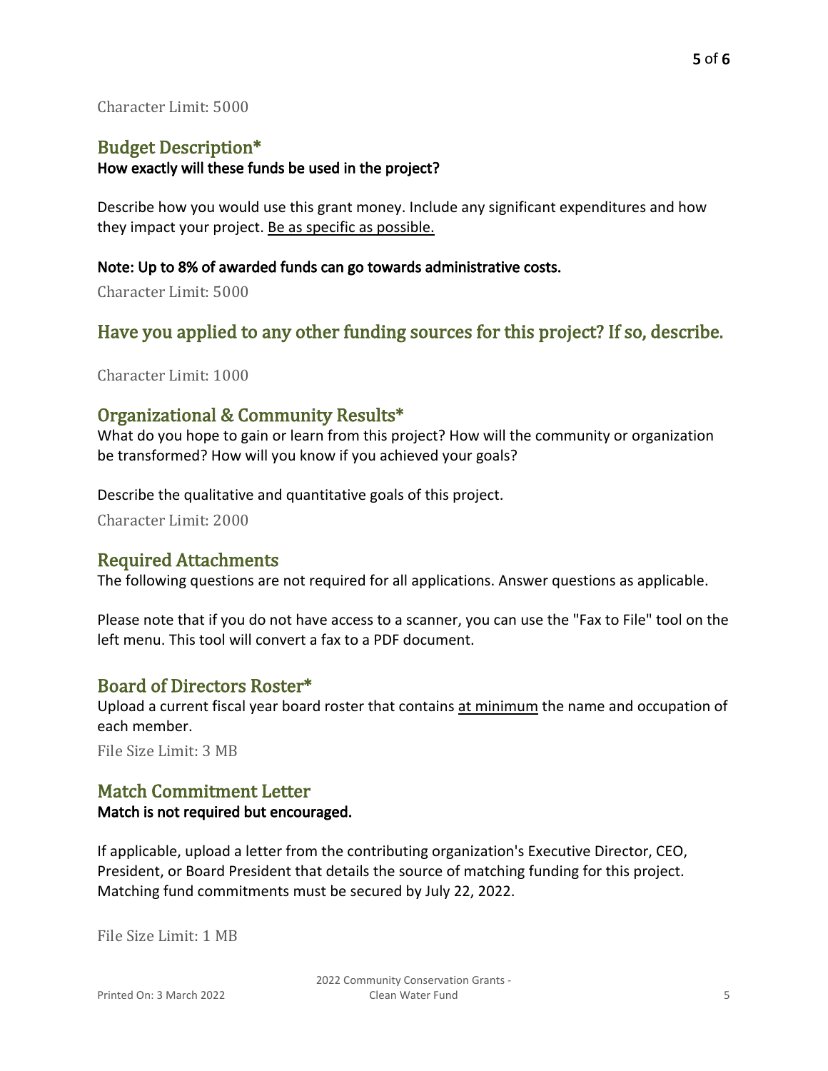Character Limit: 5000

## Budget Description*

**How exactly will these funds be used in the project?**

Describe how you would use this grant money. Include any significant expenditures and how they impact your project. Be as specific as possible.

**Note: Up to 8% of awarded funds can go towards administrative costs.**

Character Limit: 5000

## Have you applied to any other funding sources for this project? If so, describe.

Character Limit: 1000

## Organizational & Community Results*

What do you hope to gain or learn from this project? How will the community or organization be transformed? How will you know if you achieved your goals?

Describe the qualitative and quantitative goals of this project.

Character Limit: 2000

## Required Attachments

The following questions are not required for all applications. Answer questions as applicable.

Please note that if you do not have access to a scanner, you can use the "Fax to File" tool on the left menu. This tool will convert a fax to a PDF document.

## Board of Directors Roster*

Upload a current fiscal year board roster that contains at minimum the name and occupation of each member.

File Size Limit: 3 MB

## Match Commitment Letter

**Match is not required but encouraged.**

If applicable, upload a letter from the contributing organization's Executive Director, CEO, President, or Board President that details the source of matching funding for this project. Matching fund commitments must be secured by July 22, 2022.

File Size Limit: 1 MB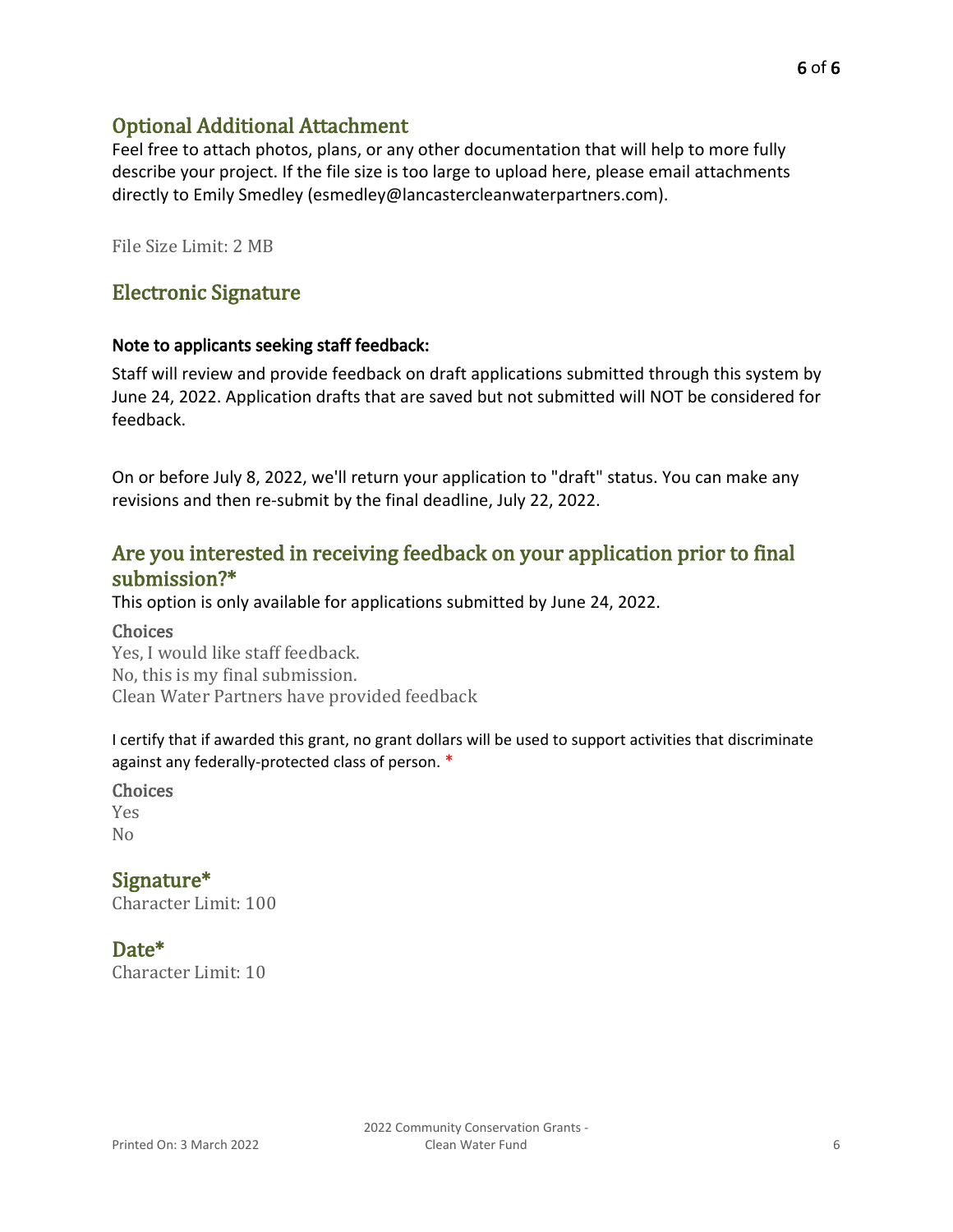## Optional Additional Attachment

Feel free to attach photos, plans, or any other documentation that will help to more fully describe your project. If the file size is too large to upload here, please email attachments directly to Emily Smedley (esmedley@lancastercleanwaterpartners.com).

File Size Limit: 2 MB

## Electronic Signature

**Note to applicants seeking staff feedback:**

Staff will review and provide feedback on draft applications submitted through this system by June 24, 2022. Application drafts that are saved but not submitted will NOT be considered for feedback.

On or before July 8, 2022, we'll return your application to "draft" status. You can make any revisions and then re-submit by the final deadline, July 22, 2022.

## Are you interested in receiving feedback on your application prior to final submission?*

This option is only available for applications submitted by June 24, 2022.

**Choices**

Yes, I would like staff feedback.
No, this is my final submission.
Clean Water Partners have provided feedback

I certify that if awarded this grant, no grant dollars will be used to support activities that discriminate against any federally-protected class of person. *

**Choices**

Yes
No

## Signature*

Character Limit: 100

## Date*

Character Limit: 10